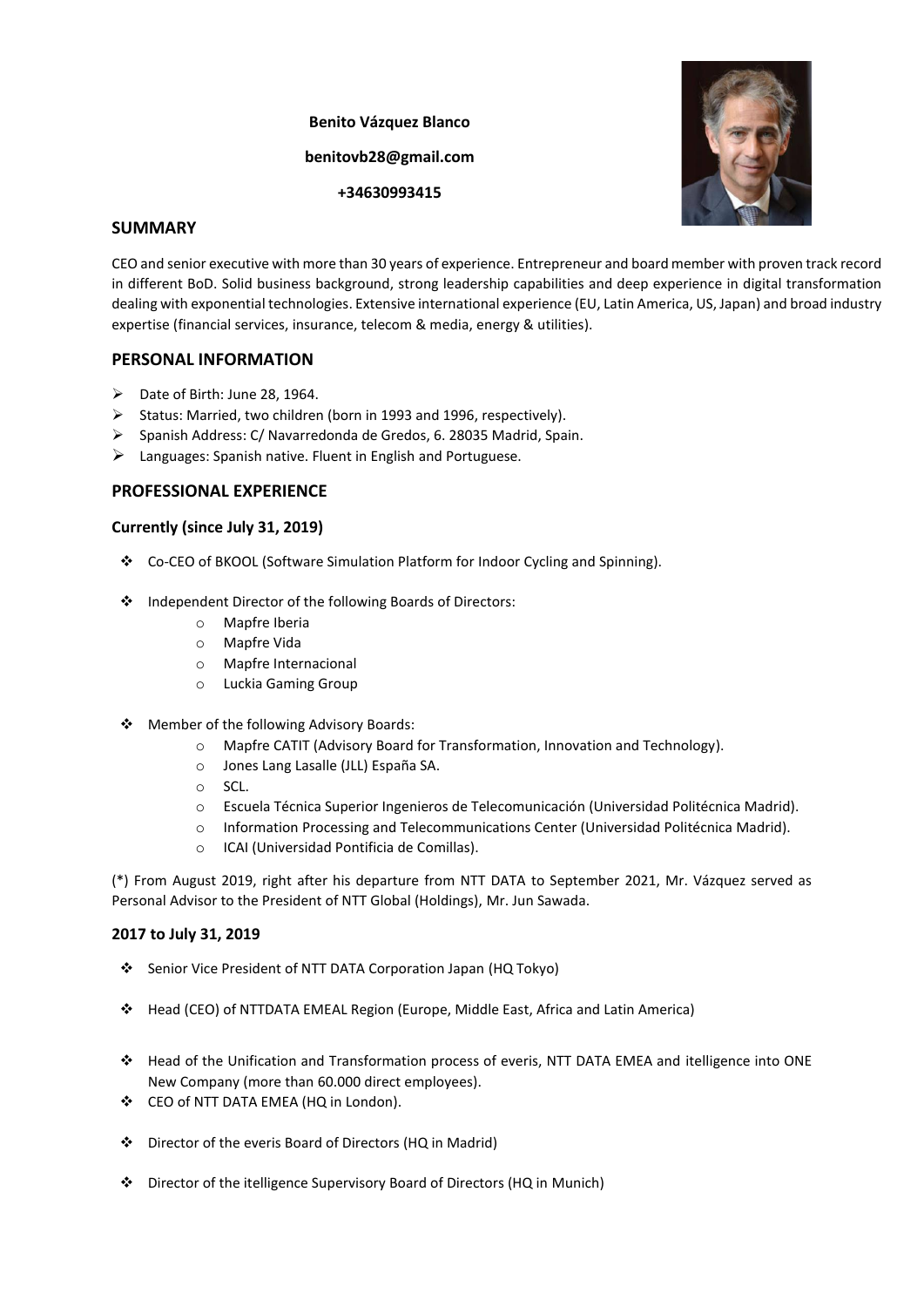**Benito Vázquez Blanco**

**benitovb28@gmail.com**

**+34630993415**

## SUMMARY

CEO and senior executive with more than 30 years of experience. Entrepreneur and board member with proven track record in different BoD. Solid business background, strong leadership capabilities and deep experience in digital transformation dealing with exponential technologies. Extensive international experience (EU, Latin America, US, Japan) and broad industry expertise (financial services, insurance, telecom & media, energy & utilities).

## PERSONAL INFORMATION

- Date of Birth: June 28, 1964.
- Status: Married, two children (born in 1993 and 1996, respectively).
- Spanish Address: C/ Navarredonda de Gredos, 6. 28035 Madrid, Spain.
- Languages: Spanish native. Fluent in English and Portuguese.

## PROFESSIONAL EXPERIENCE

### Currently (since July 31, 2019)

- Co-CEO of BKOOL (Software Simulation Platform for Indoor Cycling and Spinning).

- Independent Director of the following Boards of Directors:
  - Mapfre Iberia
  - Mapfre Vida
  - Mapfre Internacional
  - Luckia Gaming Group

- Member of the following Advisory Boards:
  - Mapfre CATIT (Advisory Board for Transformation, Innovation and Technology).
  - Jones Lang Lasalle (JLL) España SA.
  - SCL.
  - Escuela Técnica Superior Ingenieros de Telecomunicación (Universidad Politécnica Madrid).
  - Information Processing and Telecommunications Center (Universidad Politécnica Madrid).
  - ICAI (Universidad Pontificia de Comillas).

(*) From August 2019, right after his departure from NTT DATA to September 2021, Mr. Vázquez served as Personal Advisor to the President of NTT Global (Holdings), Mr. Jun Sawada.

### 2017 to July 31, 2019

- Senior Vice President of NTT DATA Corporation Japan (HQ Tokyo)

- Head (CEO) of NTTDATA EMEAL Region (Europe, Middle East, Africa and Latin America)

- Head of the Unification and Transformation process of everis, NTT DATA EMEA and itelligence into ONE New Company (more than 60.000 direct employees).
- CEO of NTT DATA EMEA (HQ in London).

- Director of the everis Board of Directors (HQ in Madrid)

- Director of the itelligence Supervisory Board of Directors (HQ in Munich)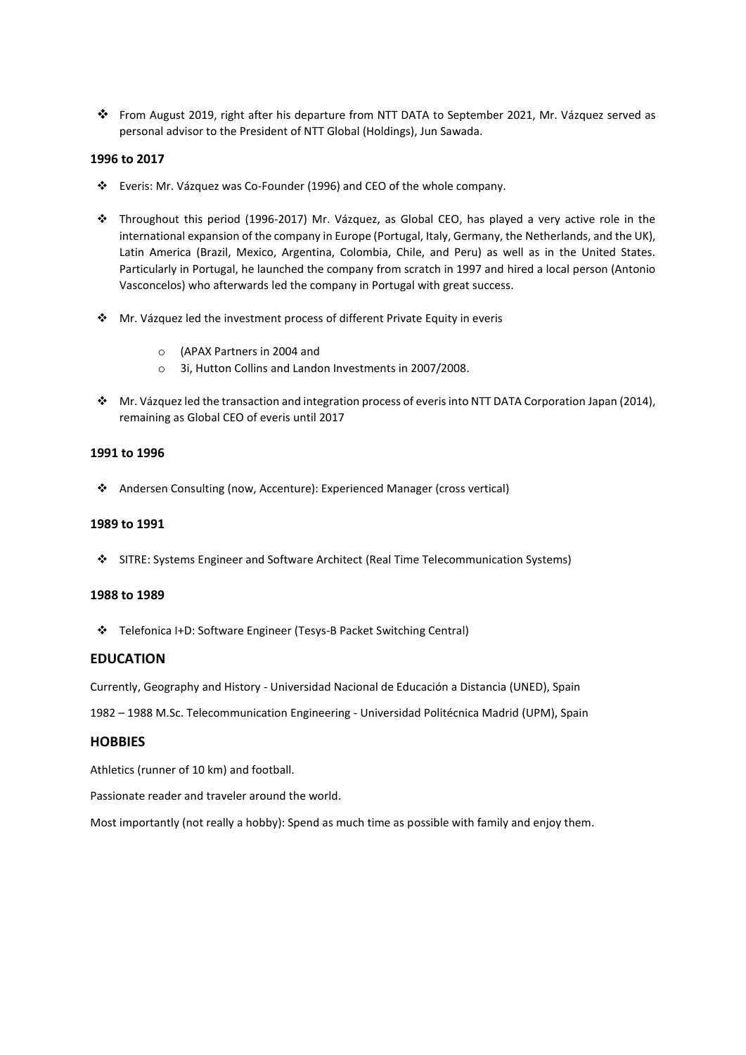- From August 2019, right after his departure from NTT DATA to September 2021, Mr. Vázquez served as personal advisor to the President of NTT Global (Holdings), Jun Sawada.

**1996 to 2017**

- Everis: Mr. Vázquez was Co-Founder (1996) and CEO of the whole company.
- Throughout this period (1996-2017) Mr. Vázquez, as Global CEO, has played a very active role in the international expansion of the company in Europe (Portugal, Italy, Germany, the Netherlands, and the UK), Latin America (Brazil, Mexico, Argentina, Colombia, Chile, and Peru) as well as in the United States. Particularly in Portugal, he launched the company from scratch in 1997 and hired a local person (Antonio Vasconcelos) who afterwards led the company in Portugal with great success.
- Mr. Vázquez led the investment process of different Private Equity in everis
    - (APAX Partners in 2004 and
    - 3i, Hutton Collins and Landon Investments in 2007/2008.
- Mr. Vázquez led the transaction and integration process of everis into NTT DATA Corporation Japan (2014), remaining as Global CEO of everis until 2017

**1991 to 1996**

- Andersen Consulting (now, Accenture): Experienced Manager (cross vertical)

**1989 to 1991**

- SITRE: Systems Engineer and Software Architect (Real Time Telecommunication Systems)

**1988 to 1989**

- Telefonica I+D: Software Engineer (Tesys-B Packet Switching Central)

## EDUCATION

Currently, Geography and History - Universidad Nacional de Educación a Distancia (UNED), Spain

1982 – 1988 M.Sc. Telecommunication Engineering - Universidad Politécnica Madrid (UPM), Spain

## HOBBIES

Athletics (runner of 10 km) and football.

Passionate reader and traveler around the world.

Most importantly (not really a hobby): Spend as much time as possible with family and enjoy them.